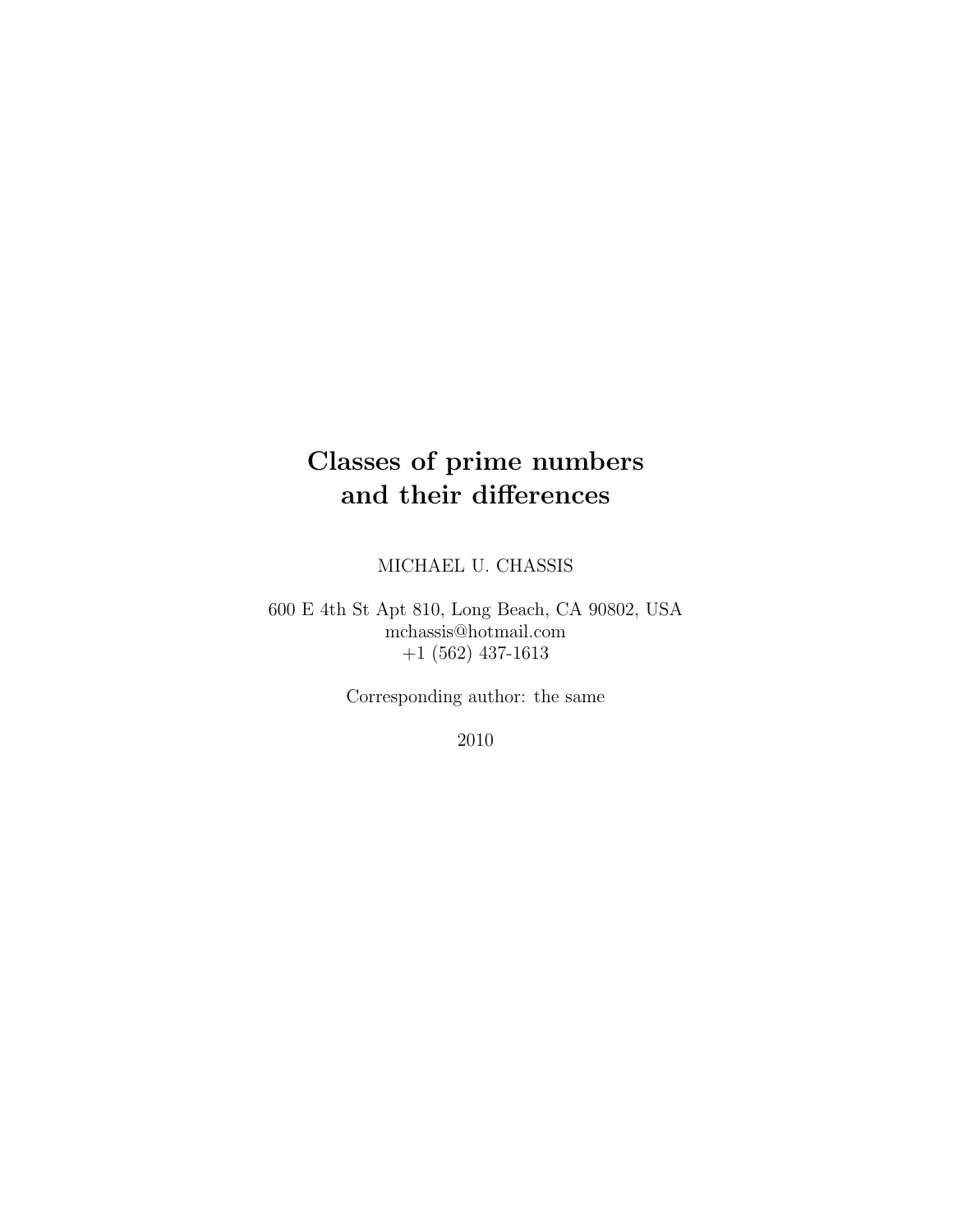# Classes of prime numbers and their differences

MICHAEL U. CHASSIS

600 E 4th St Apt 810, Long Beach, CA 90802, USA
mchassis@hotmail.com
+1 (562) 437-1613

Corresponding author: the same

2010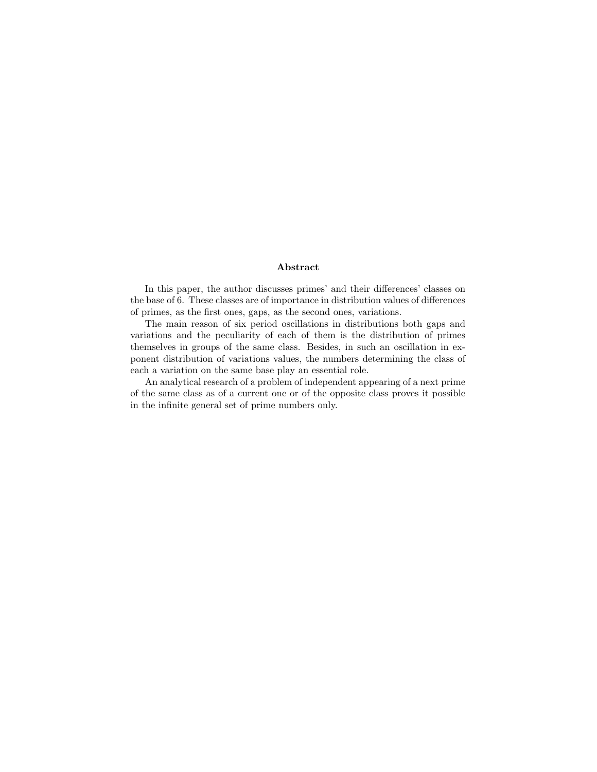**Abstract**

In this paper, the author discusses primes' and their differences' classes on the base of 6. These classes are of importance in distribution values of differences of primes, as the first ones, gaps, as the second ones, variations.

The main reason of six period oscillations in distributions both gaps and variations and the peculiarity of each of them is the distribution of primes themselves in groups of the same class. Besides, in such an oscillation in exponent distribution of variations values, the numbers determining the class of each a variation on the same base play an essential role.

An analytical research of a problem of independent appearing of a next prime of the same class as of a current one or of the opposite class proves it possible in the infinite general set of prime numbers only.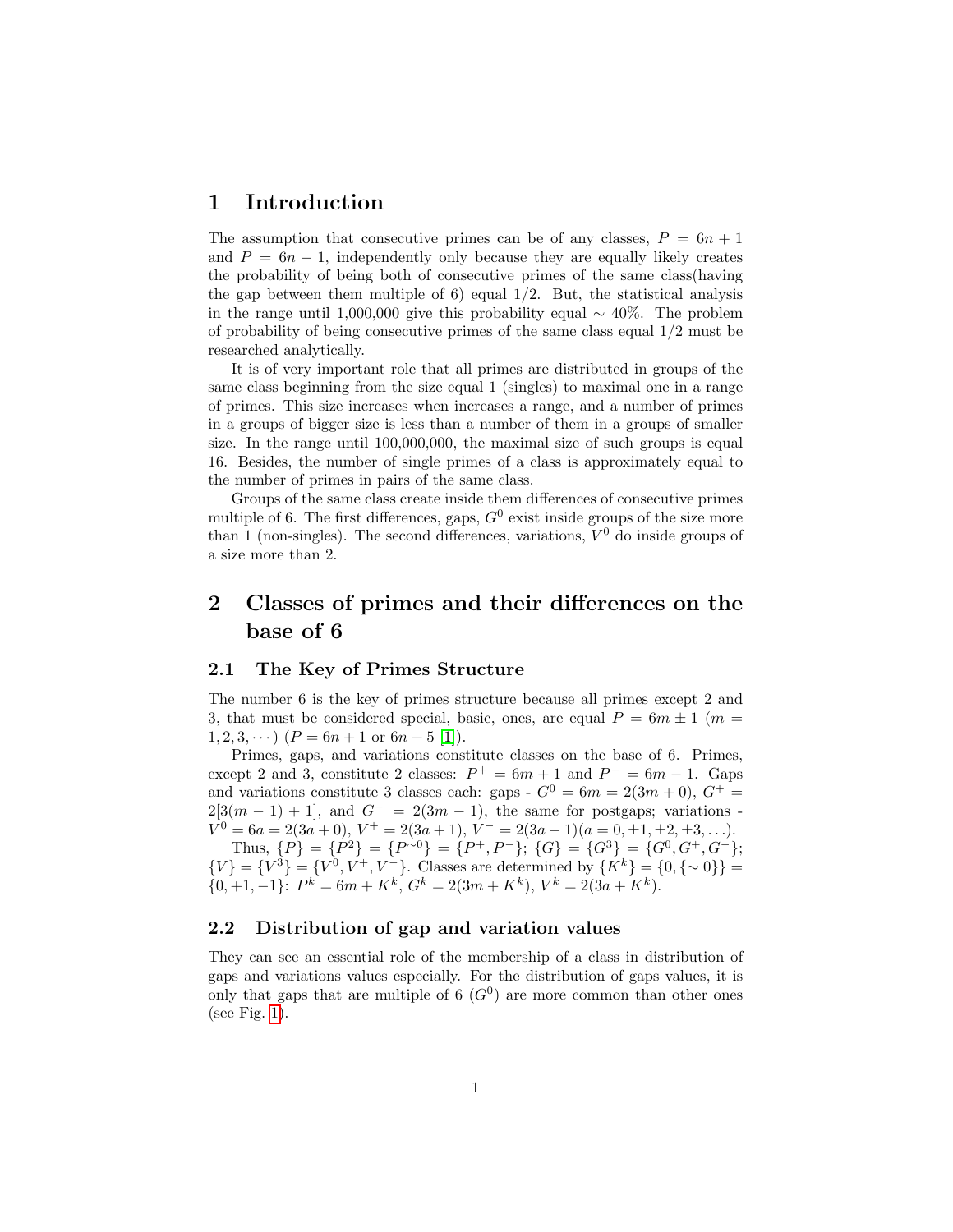# 1 Introduction

The assumption that consecutive primes can be of any classes, $P = 6n + 1$ and $P = 6n - 1$, independently only because they are equally likely creates the probability of being both of consecutive primes of the same class(having the gap between them multiple of 6) equal 1/2. But, the statistical analysis in the range until 1,000,000 give this probability equal $\sim 40\%$. The problem of probability of being consecutive primes of the same class equal 1/2 must be researched analytically.

It is of very important role that all primes are distributed in groups of the same class beginning from the size equal 1 (singles) to maximal one in a range of primes. This size increases when increases a range, and a number of primes in a groups of bigger size is less than a number of them in a groups of smaller size. In the range until 100,000,000, the maximal size of such groups is equal 16. Besides, the number of single primes of a class is approximately equal to the number of primes in pairs of the same class.

Groups of the same class create inside them differences of consecutive primes multiple of 6. The first differences, gaps, $G^0$ exist inside groups of the size more than 1 (non-singles). The second differences, variations, $V^0$ do inside groups of a size more than 2.

# 2 Classes of primes and their differences on the base of 6

## 2.1 The Key of Primes Structure

The number 6 is the key of primes structure because all primes except 2 and 3, that must be considered special, basic, ones, are equal $P = 6m \pm 1$ ($m = 1, 2, 3, \cdots$) ($P = 6n + 1$ or $6n + 5$ [1]).

Primes, gaps, and variations constitute classes on the base of 6. Primes, except 2 and 3, constitute 2 classes: $P^+ = 6m + 1$ and $P^- = 6m - 1$. Gaps and variations constitute 3 classes each: gaps - $G^0 = 6m = 2(3m + 0)$, $G^+ = 2[3(m - 1) + 1]$, and $G^- = 2(3m - 1)$, the same for postgaps; variations - $V^0 = 6a = 2(3a + 0)$, $V^+ = 2(3a + 1)$, $V^- = 2(3a - 1)(a = 0, \pm 1, \pm 2, \pm 3, \ldots)$.

Thus, $\{P\} = \{P^2\} = \{P^{\sim 0}\} = \{P^+, P^-\}$; $\{G\} = \{G^3\} = \{G^0, G^+, G^-\}$; $\{V\} = \{V^3\} = \{V^0, V^+, V^-\}$. Classes are determined by $\{K^k\} = \{0, \{\sim 0\}\} = \{0, +1, -1\}$: $P^k = 6m + K^k$, $G^k = 2(3m + K^k)$, $V^k = 2(3a + K^k)$.

## 2.2 Distribution of gap and variation values

They can see an essential role of the membership of a class in distribution of gaps and variations values especially. For the distribution of gaps values, it is only that gaps that are multiple of 6 ($G^0$) are more common than other ones (see Fig. 1).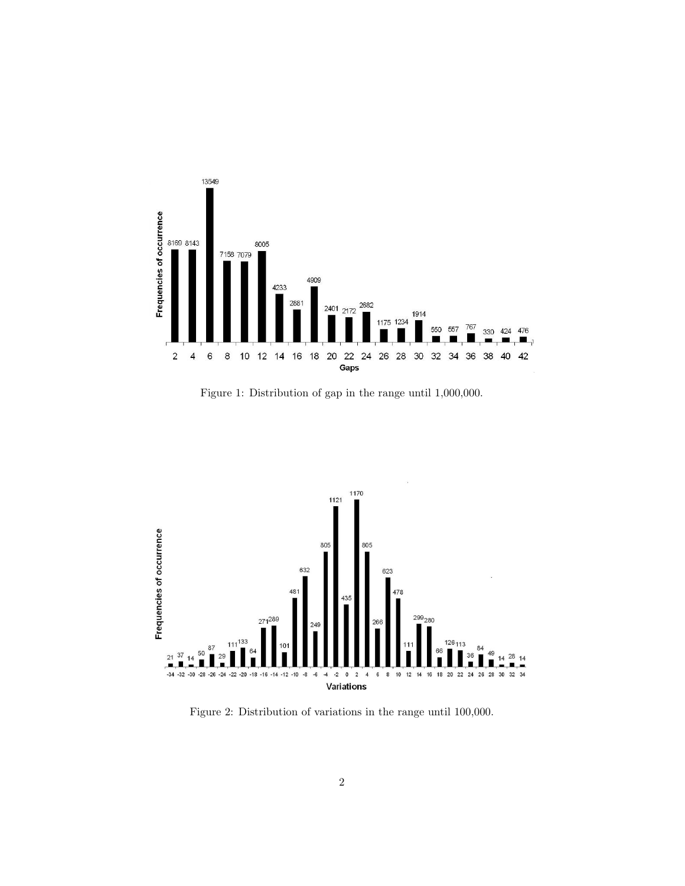Figure 1: Distribution of gap in the range until 1,000,000.

Figure 2: Distribution of variations in the range until 100,000.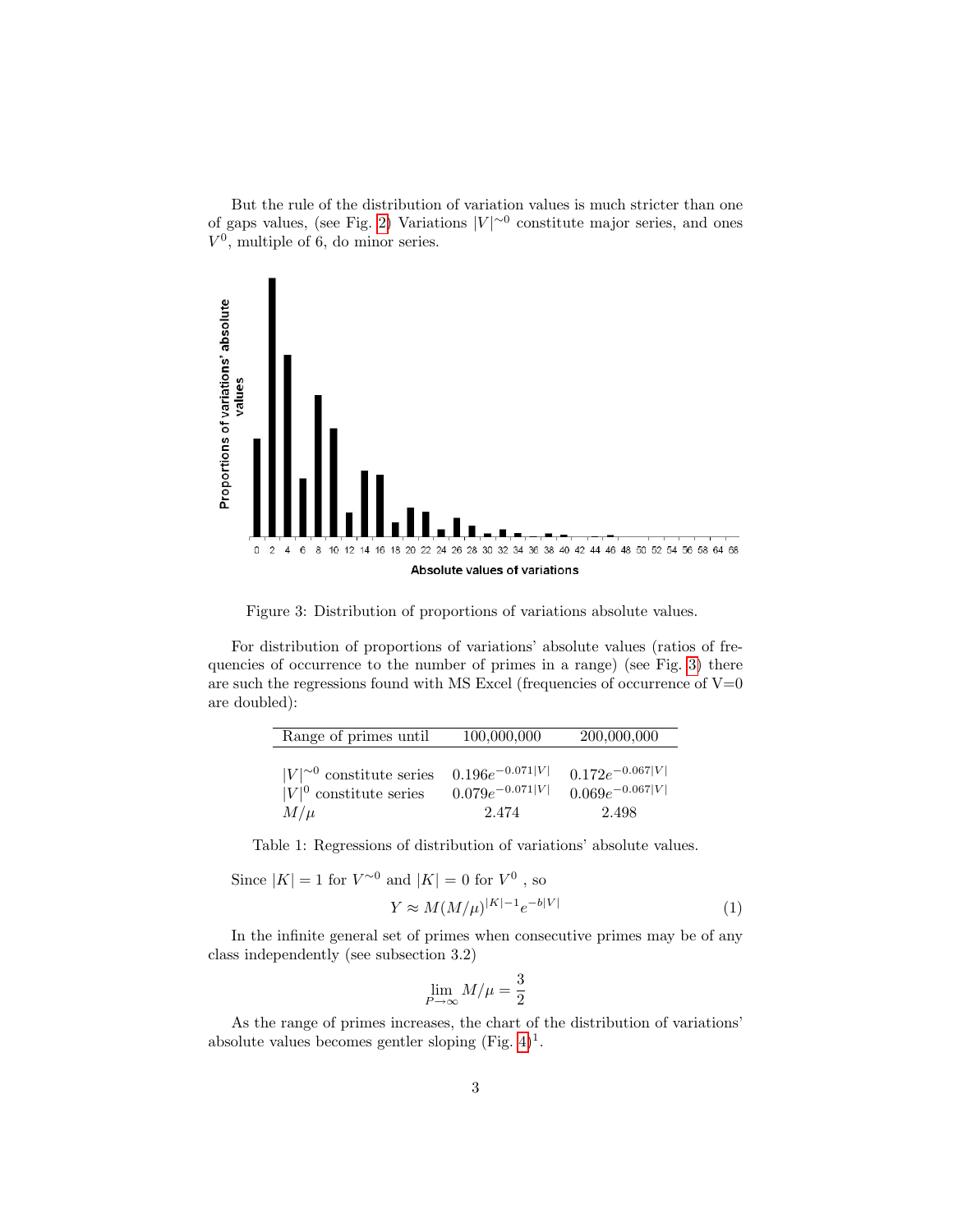But the rule of the distribution of variation values is much stricter than one of gaps values, (see Fig. 2) Variations $|V|^{\sim 0}$ constitute major series, and ones $V^0$, multiple of 6, do minor series.

Figure 3: Distribution of proportions of variations absolute values.

For distribution of proportions of variations' absolute values (ratios of frequencies of occurrence to the number of primes in a range) (see Fig. 3) there are such the regressions found with MS Excel (frequencies of occurrence of V=0 are doubled):

| Range of primes until | 100,000,000 | 200,000,000 |
|---|---|---|
| $\lvert V\rvert^{\sim 0}$ constitute series | $0.196e^{-0.071\lvert V\rvert}$ | $0.172e^{-0.067\lvert V\rvert}$ |
| $\lvert V\rvert^{0}$ constitute series | $0.079e^{-0.071\lvert V\rvert}$ | $0.069e^{-0.067\lvert V\rvert}$ |
| $M/\mu$ | 2.474 | 2.498 |

Table 1: Regressions of distribution of variations' absolute values.

Since $|K| = 1$ for $V^{\sim 0}$ and $|K| = 0$ for $V^0$ , so

$$Y \approx M(M/\mu)^{|K|-1} e^{-b|V|} \tag{1}$$

In the infinite general set of primes when consecutive primes may be of any class independently (see subsection 3.2)

$$\lim_{P\to\infty} M/\mu = \frac{3}{2}$$

As the range of primes increases, the chart of the distribution of variations' absolute values becomes gentler sloping (Fig. 4)[1].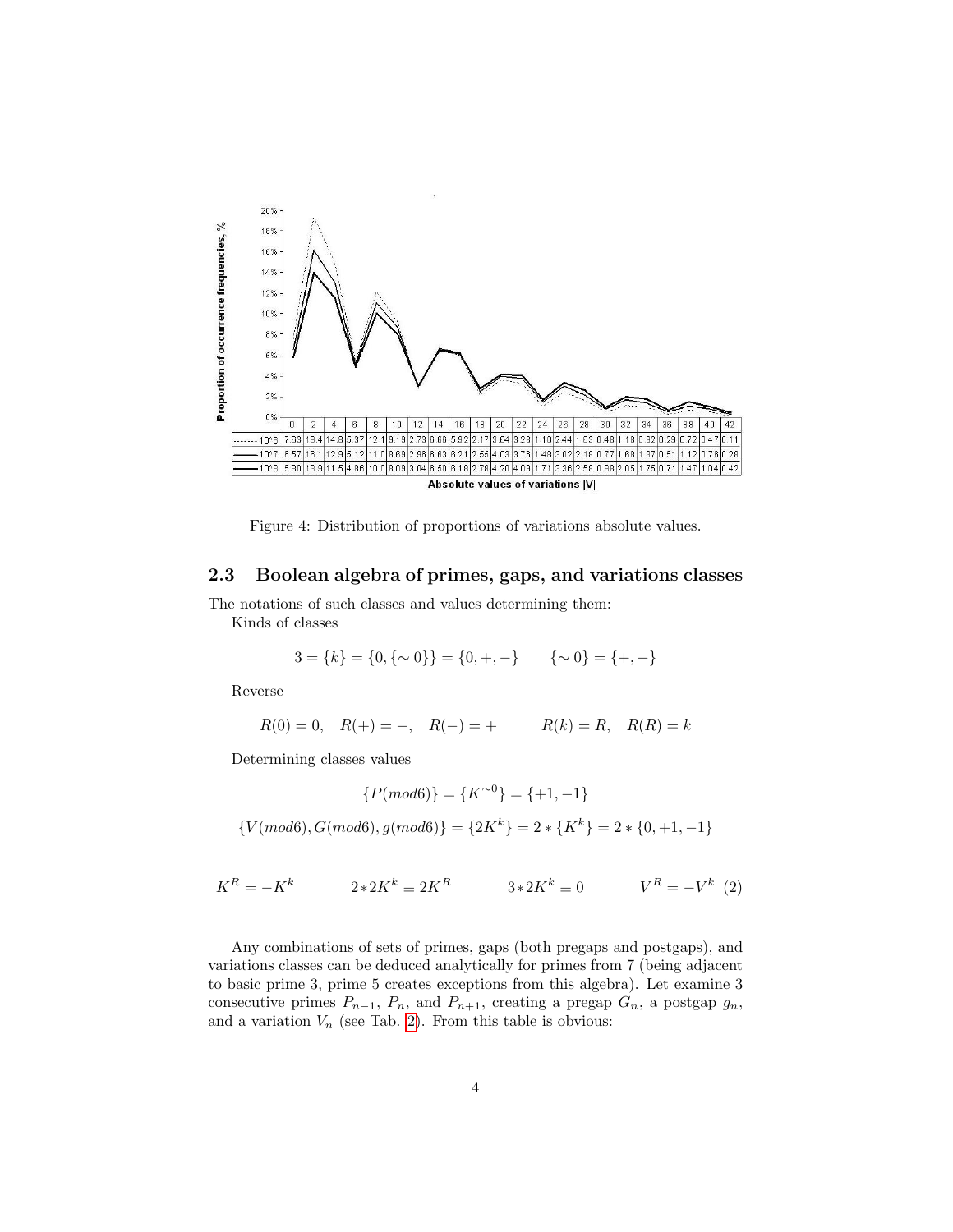| | 0 | 2 | 4 | 6 | 8 | 10 | 12 | 14 | 16 | 18 | 20 | 22 | 24 | 26 | 28 | 30 | 32 | 34 | 36 | 38 | 40 | 42 |
|---|---|---|---|---|---|---|---|---|---|---|---|---|---|---|---|---|---|---|---|---|---|---|
| 10^6 | 7.63 | 19.4 | 14.8 | 5.37 | 12.1 | 9.19 | 2.73 | 6.68 | 5.92 | 2.17 | 3.64 | 3.23 | 1.10 | 2.44 | 1.63 | 0.48 | 1.19 | 0.92 | 0.29 | 0.72 | 0.47 | 0.11 |
| 10^7 | 6.57 | 16.1 | 12.9 | 5.12 | 11.0 | 8.69 | 2.96 | 6.63 | 6.21 | 2.55 | 4.03 | 3.76 | 1.49 | 3.02 | 2.18 | 0.77 | 1.69 | 1.37 | 0.51 | 1.12 | 0.76 | 0.26 |
| 10^8 | 5.80 | 13.9 | 11.5 | 4.86 | 10.0 | 8.09 | 3.04 | 6.50 | 6.18 | 2.78 | 4.20 | 4.09 | 1.71 | 3.36 | 2.58 | 0.98 | 2.05 | 1.75 | 0.71 | 1.47 | 1.04 | 0.42 |

Absolute values of variations |V|

Figure 4: Distribution of proportions of variations absolute values.

### 2.3 Boolean algebra of primes, gaps, and variations classes

The notations of such classes and values determining them:

Kinds of classes

$$3 = \{k\} = \{0, \{\sim 0\}\} = \{0, +, -\} \qquad \{\sim 0\} = \{+, -\}$$

Reverse

$$R(0) = 0, \quad R(+) = -, \quad R(-) = + \qquad R(k) = R, \quad R(R) = k$$

Determining classes values

$$\{P(mod6)\} = \{K^{\sim 0}\} = \{+1, -1\}$$

$$\{V(mod6), G(mod6), g(mod6)\} = \{2K^k\} = 2 * \{K^k\} = 2 * \{0, +1, -1\}$$

$$K^R = -K^k \qquad 2*2K^k \equiv 2K^R \qquad 3*2K^k \equiv 0 \qquad V^R = -V^k \quad (2)$$

Any combinations of sets of primes, gaps (both pregaps and postgaps), and variations classes can be deduced analytically for primes from 7 (being adjacent to basic prime 3, prime 5 creates exceptions from this algebra). Let examine 3 consecutive primes $P_{n-1}$, $P_n$, and $P_{n+1}$, creating a pregap $G_n$, a postgap $g_n$, and a variation $V_n$ (see Tab. 2). From this table is obvious: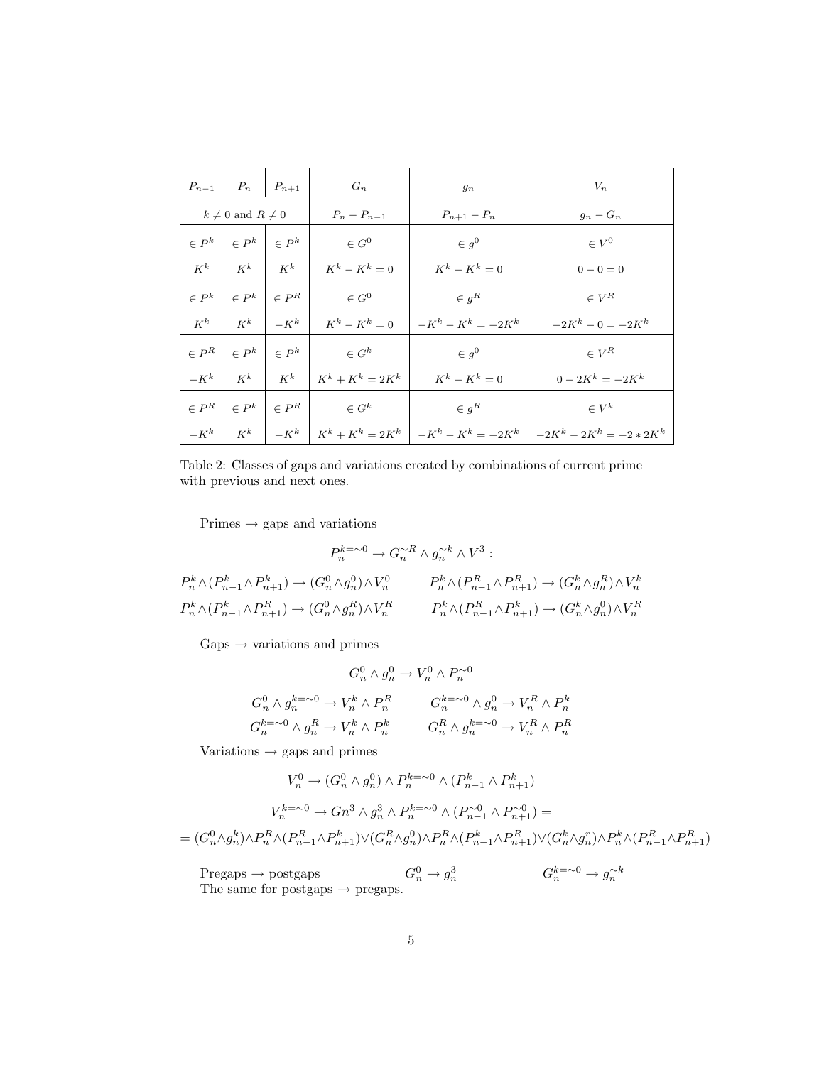| $P_{n-1}$ | $P_n$ | $P_{n+1}$ | $G_n$ | $g_n$ | $V_n$ |
|---|---|---|---|---|---|
| $k \neq 0$ and $R \neq 0$ | | | $P_n - P_{n-1}$ | $P_{n+1} - P_n$ | $g_n - G_n$ |
| $\in P^k$ | $\in P^k$ | $\in P^k$ | $\in G^0$ | $\in g^0$ | $\in V^0$ |
| $K^k$ | $K^k$ | $K^k$ | $K^k - K^k = 0$ | $K^k - K^k = 0$ | $0 - 0 = 0$ |
| $\in P^k$ | $\in P^k$ | $\in P^R$ | $\in G^0$ | $\in g^R$ | $\in V^R$ |
| $K^k$ | $K^k$ | $-K^k$ | $K^k - K^k = 0$ | $-K^k - K^k = -2K^k$ | $-2K^k - 0 = -2K^k$ |
| $\in P^R$ | $\in P^k$ | $\in P^k$ | $\in G^k$ | $\in g^0$ | $\in V^R$ |
| $-K^k$ | $K^k$ | $K^k$ | $K^k + K^k = 2K^k$ | $K^k - K^k = 0$ | $0 - 2K^k = -2K^k$ |
| $\in P^R$ | $\in P^k$ | $\in P^R$ | $\in G^k$ | $\in g^R$ | $\in V^k$ |
| $-K^k$ | $K^k$ | $-K^k$ | $K^k + K^k = 2K^k$ | $-K^k - K^k = -2K^k$ | $-2K^k - 2K^k = -2 * 2K^k$ |

Table 2: Classes of gaps and variations created by combinations of current prime with previous and next ones.

Primes → gaps and variations

$$P_n^{k=\sim 0} \rightarrow G_n^{\sim R} \wedge g_n^{\sim k} \wedge V^3 :$$

$$P_n^k \wedge (P_{n-1}^k \wedge P_{n+1}^k) \rightarrow (G_n^0 \wedge g_n^0) \wedge V_n^0 \qquad P_n^k \wedge (P_{n-1}^R \wedge P_{n+1}^R) \rightarrow (G_n^k \wedge g_n^R) \wedge V_n^k$$

$$P_n^k \wedge (P_{n-1}^k \wedge P_{n+1}^R) \rightarrow (G_n^0 \wedge g_n^R) \wedge V_n^R \qquad P_n^k \wedge (P_{n-1}^R \wedge P_{n+1}^k) \rightarrow (G_n^k \wedge g_n^0) \wedge V_n^R$$

Gaps → variations and primes

$$G_n^0 \wedge g_n^0 \rightarrow V_n^0 \wedge P_n^{\sim 0}$$

$$G_n^0 \wedge g_n^{k=\sim 0} \rightarrow V_n^k \wedge P_n^R \qquad G_n^{k=\sim 0} \wedge g_n^0 \rightarrow V_n^R \wedge P_n^k$$

$$G_n^{k=\sim 0} \wedge g_n^R \rightarrow V_n^k \wedge P_n^k \qquad G_n^R \wedge g_n^{k=\sim 0} \rightarrow V_n^R \wedge P_n^R$$

Variations → gaps and primes

$$V_n^0 \rightarrow (G_n^0 \wedge g_n^0) \wedge P_n^{k=\sim 0} \wedge (P_{n-1}^k \wedge P_{n+1}^k)$$

$$V_n^{k=\sim 0} \rightarrow Gn^3 \wedge g_n^3 \wedge P_n^{k=\sim 0} \wedge (P_{n-1}^{\sim 0} \wedge P_{n+1}^{\sim 0}) =$$

$$= (G_n^0 \wedge g_n^k) \wedge P_n^R \wedge (P_{n-1}^R \wedge P_{n+1}^k) \vee (G_n^R \wedge g_n^0) \wedge P_n^R \wedge (P_{n-1}^k \wedge P_{n+1}^R) \vee (G_n^k \wedge g_n^r) \wedge P_n^k \wedge (P_{n-1}^R \wedge P_{n+1}^R)$$

Pregaps → postgaps $\qquad G_n^0 \rightarrow g_n^3 \qquad G_n^{k=\sim 0} \rightarrow g_n^{\sim k}$

The same for postgaps → pregaps.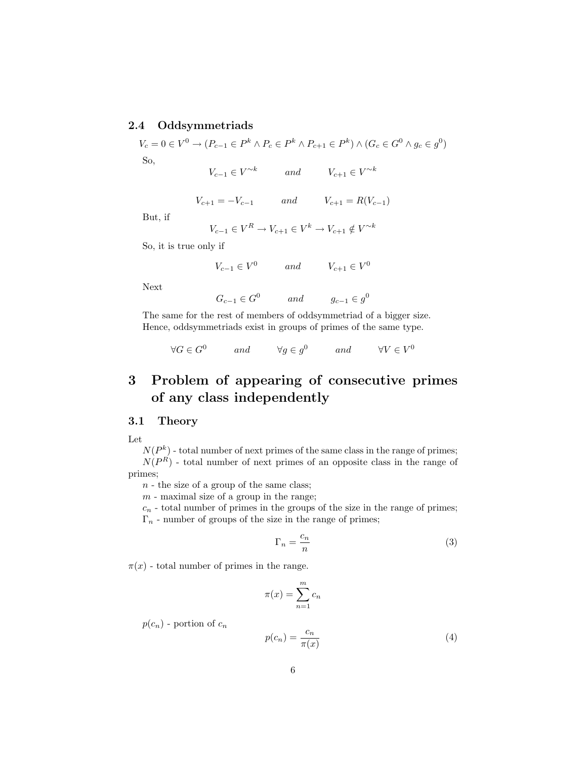### 2.4 Oddsymmetriads

$$V_c = 0 \in V^0 \rightarrow (P_{c-1} \in P^k \wedge P_c \in P^k \wedge P_{c+1} \in P^k) \wedge (G_c \in G^0 \wedge g_c \in g^0)$$

So,

$$V_{c-1} \in V^{\sim k} \qquad and \qquad V_{c+1} \in V^{\sim k}$$

$$V_{c+1} = -V_{c-1} \qquad and \qquad V_{c+1} = R(V_{c-1})$$

But, if

$$V_{c-1} \in V^R \rightarrow V_{c+1} \in V^k \rightarrow V_{c+1} \notin V^{\sim k}$$

So, it is true only if

$$V_{c-1} \in V^0 \qquad and \qquad V_{c+1} \in V^0$$

Next

$$G_{c-1} \in G^0 \qquad and \qquad g_{c-1} \in g^0$$

The same for the rest of members of oddsymmetriad of a bigger size.
Hence, oddsymmetriads exist in groups of primes of the same type.

$$\forall G \in G^0 \qquad and \qquad \forall g \in g^0 \qquad and \qquad \forall V \in V^0$$

# 3 Problem of appearing of consecutive primes of any class independently

### 3.1 Theory

Let

$N(P^k)$ - total number of next primes of the same class in the range of primes;

$N(P^R)$ - total number of next primes of an opposite class in the range of primes;

$n$ - the size of a group of the same class;

$m$ - maximal size of a group in the range;

$c_n$ - total number of primes in the groups of the size in the range of primes;

$\Gamma_n$ - number of groups of the size in the range of primes;

$$\Gamma_n = \frac{c_n}{n} \tag{3}$$

$\pi(x)$ - total number of primes in the range.

$$\pi(x) = \sum_{n=1}^{m} c_n$$

$p(c_n)$ - portion of $c_n$

$$p(c_n) = \frac{c_n}{\pi(x)} \tag{4}$$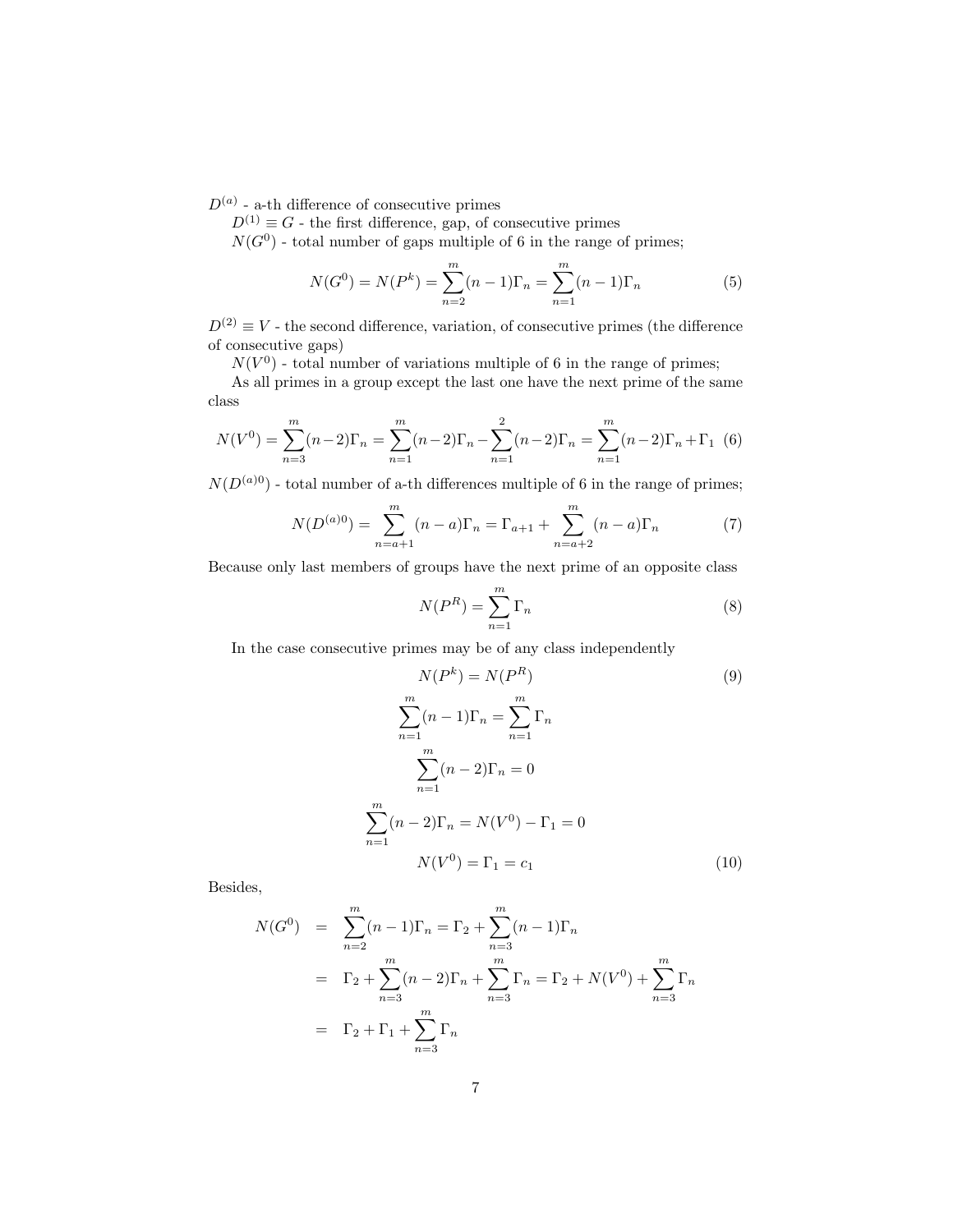$D^{(a)}$ - a-th difference of consecutive primes

$D^{(1)} \equiv G$ - the first difference, gap, of consecutive primes

$N(G^0)$ - total number of gaps multiple of 6 in the range of primes;

$$N(G^0) = N(P^k) = \sum_{n=2}^{m}(n-1)\Gamma_n = \sum_{n=1}^{m}(n-1)\Gamma_n \tag{5}$$

$D^{(2)} \equiv V$ - the second difference, variation, of consecutive primes (the difference of consecutive gaps)

$N(V^0)$ - total number of variations multiple of 6 in the range of primes;

As all primes in a group except the last one have the next prime of the same class

$$N(V^0) = \sum_{n=3}^{m}(n-2)\Gamma_n = \sum_{n=1}^{m}(n-2)\Gamma_n - \sum_{n=1}^{2}(n-2)\Gamma_n = \sum_{n=1}^{m}(n-2)\Gamma_n + \Gamma_1 \tag{6}$$

$N(D^{(a)0})$ - total number of a-th differences multiple of 6 in the range of primes;

$$N(D^{(a)0}) = \sum_{n=a+1}^{m}(n-a)\Gamma_n = \Gamma_{a+1} + \sum_{n=a+2}^{m}(n-a)\Gamma_n \tag{7}$$

Because only last members of groups have the next prime of an opposite class

$$N(P^R) = \sum_{n=1}^{m}\Gamma_n \tag{8}$$

In the case consecutive primes may be of any class independently

$$N(P^k) = N(P^R) \tag{9}$$

$$\sum_{n=1}^{m}(n-1)\Gamma_n = \sum_{n=1}^{m}\Gamma_n$$

$$\sum_{n=1}^{m}(n-2)\Gamma_n = 0$$

$$\sum_{n=1}^{m}(n-2)\Gamma_n = N(V^0) - \Gamma_1 = 0$$

$$N(V^0) = \Gamma_1 = c_1 \tag{10}$$

Besides,

$$\begin{aligned}
N(G^0) &= \sum_{n=2}^{m}(n-1)\Gamma_n = \Gamma_2 + \sum_{n=3}^{m}(n-1)\Gamma_n \\
&= \Gamma_2 + \sum_{n=3}^{m}(n-2)\Gamma_n + \sum_{n=3}^{m}\Gamma_n = \Gamma_2 + N(V^0) + \sum_{n=3}^{m}\Gamma_n \\
&= \Gamma_2 + \Gamma_1 + \sum_{n=3}^{m}\Gamma_n
\end{aligned}$$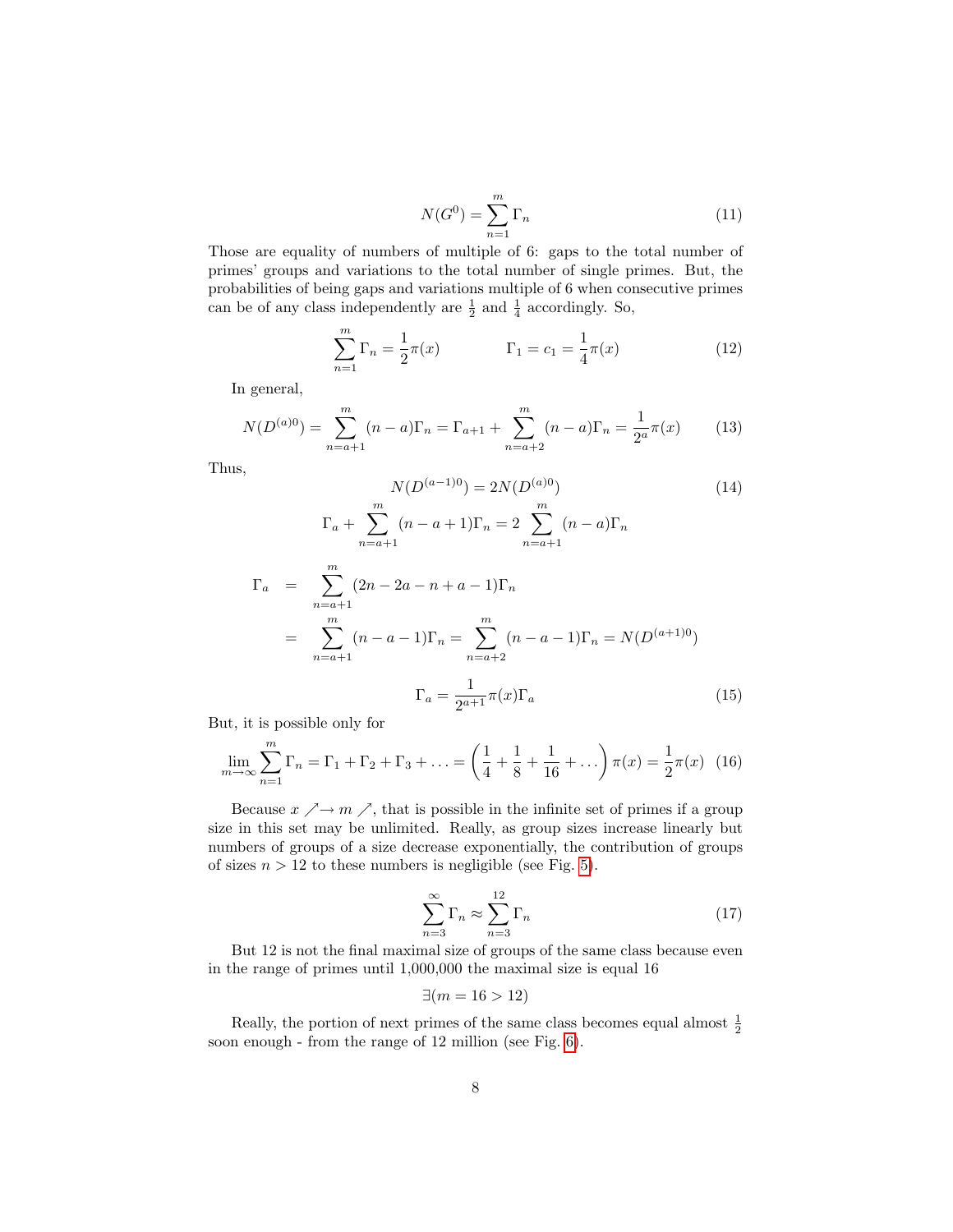$$N(G^0) = \sum_{n=1}^{m} \Gamma_n \tag{11}$$

Those are equality of numbers of multiple of 6: gaps to the total number of primes' groups and variations to the total number of single primes. But, the probabilities of being gaps and variations multiple of 6 when consecutive primes can be of any class independently are $\frac{1}{2}$ and $\frac{1}{4}$ accordingly. So,

$$\sum_{n=1}^{m} \Gamma_n = \frac{1}{2}\pi(x) \qquad\qquad \Gamma_1 = c_1 = \frac{1}{4}\pi(x) \tag{12}$$

In general,

$$N(D^{(a)0}) = \sum_{n=a+1}^{m} (n-a)\Gamma_n = \Gamma_{a+1} + \sum_{n=a+2}^{m} (n-a)\Gamma_n = \frac{1}{2^a}\pi(x) \tag{13}$$

Thus,

$$N(D^{(a-1)0}) = 2N(D^{(a)0}) \tag{14}$$

$$\Gamma_a + \sum_{n=a+1}^{m} (n-a+1)\Gamma_n = 2\sum_{n=a+1}^{m} (n-a)\Gamma_n$$

$$\begin{aligned}
\Gamma_a &= \sum_{n=a+1}^{m} (2n-2a-n+a-1)\Gamma_n \\
&= \sum_{n=a+1}^{m} (n-a-1)\Gamma_n = \sum_{n=a+2}^{m} (n-a-1)\Gamma_n = N(D^{(a+1)0})
\end{aligned}$$

$$\Gamma_a = \frac{1}{2^{a+1}}\pi(x)\Gamma_a \tag{15}$$

But, it is possible only for

$$\lim_{m\to\infty} \sum_{n=1}^{m} \Gamma_n = \Gamma_1 + \Gamma_2 + \Gamma_3 + \ldots = \left(\frac{1}{4} + \frac{1}{8} + \frac{1}{16} + \ldots\right)\pi(x) = \frac{1}{2}\pi(x) \tag{16}$$

Because $x \nearrow\to m \nearrow$, that is possible in the infinite set of primes if a group size in this set may be unlimited. Really, as group sizes increase linearly but numbers of groups of a size decrease exponentially, the contribution of groups of sizes $n > 12$ to these numbers is negligible (see Fig. 5).

$$\sum_{n=3}^{\infty} \Gamma_n \approx \sum_{n=3}^{12} \Gamma_n \tag{17}$$

But 12 is not the final maximal size of groups of the same class because even in the range of primes until 1,000,000 the maximal size is equal 16

$$\exists(m = 16 > 12)$$

Really, the portion of next primes of the same class becomes equal almost $\frac{1}{2}$ soon enough - from the range of 12 million (see Fig. 6).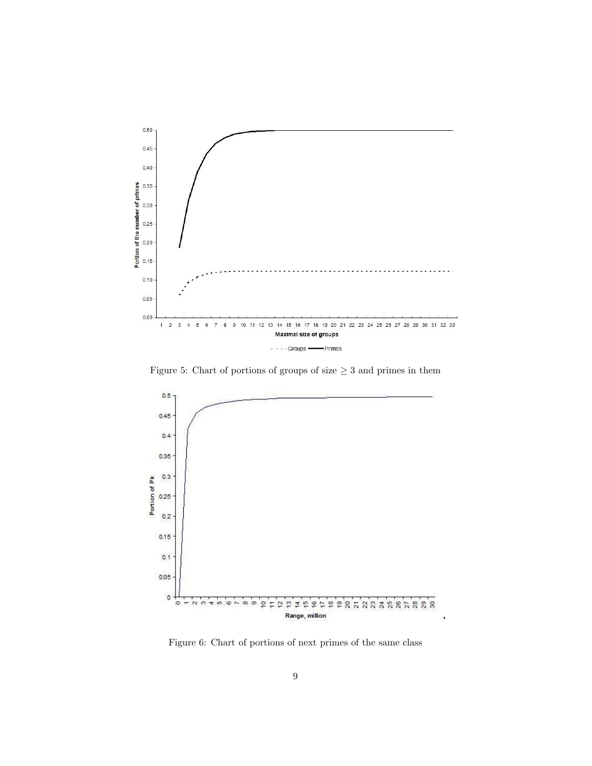Figure 5: Chart of portions of groups of size $\geq 3$ and primes in them

Figure 6: Chart of portions of next primes of the same class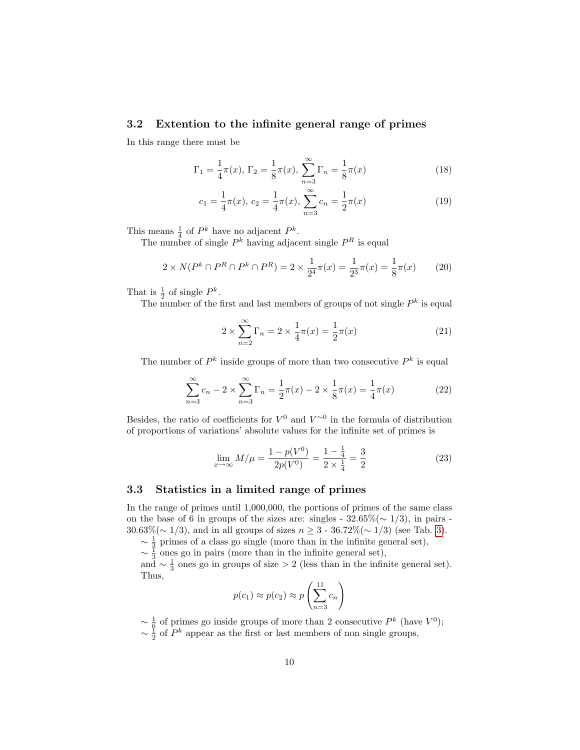### 3.2 Extention to the infinite general range of primes

In this range there must be

$$\Gamma_1 = \frac{1}{4}\pi(x),\ \Gamma_2 = \frac{1}{8}\pi(x),\ \sum_{n=3}^{\infty}\Gamma_n = \frac{1}{8}\pi(x) \tag{18}$$

$$c_1 = \frac{1}{4}\pi(x),\ c_2 = \frac{1}{4}\pi(x),\ \sum_{n=3}^{\infty}c_n = \frac{1}{2}\pi(x) \tag{19}$$

This means $\frac{1}{4}$ of $P^k$ have no adjacent $P^k$.

The number of single $P^k$ having adjacent single $P^R$ is equal

$$2 \times N(P^k \cap P^R \cap P^k \cap P^R) = 2 \times \frac{1}{2^4}\pi(x) = \frac{1}{2^3}\pi(x) = \frac{1}{8}\pi(x) \tag{20}$$

That is $\frac{1}{2}$ of single $P^k$.

The number of the first and last members of groups of not single $P^k$ is equal

$$2 \times \sum_{n=2}^{\infty}\Gamma_n = 2 \times \frac{1}{4}\pi(x) = \frac{1}{2}\pi(x) \tag{21}$$

The number of $P^k$ inside groups of more than two consecutive $P^k$ is equal

$$\sum_{n=3}^{\infty}c_n - 2 \times \sum_{n=3}^{\infty}\Gamma_n = \frac{1}{2}\pi(x) - 2 \times \frac{1}{8}\pi(x) = \frac{1}{4}\pi(x) \tag{22}$$

Besides, the ratio of coefficients for $V^0$ and $V^{\sim 0}$ in the formula of distribution of proportions of variations' absolute values for the infinite set of primes is

$$\lim_{x\to\infty} M/\mu = \frac{1 - p(V^0)}{2p(V^0)} = \frac{1 - \frac{1}{4}}{2 \times \frac{1}{4}} = \frac{3}{2} \tag{23}$$

### 3.3 Statistics in a limited range of primes

In the range of primes until 1,000,000, the portions of primes of the same class on the base of 6 in groups of the sizes are: singles - 32.65%($\sim 1/3$), in pairs - 30.63%($\sim 1/3$), and in all groups of sizes $n \geq 3$ - 36.72%($\sim 1/3$) (see Tab. 3).

$\sim \frac{1}{3}$ primes of a class go single (more than in the infinite general set),

$\sim \frac{1}{3}$ ones go in pairs (more than in the infinite general set),

and $\sim \frac{1}{3}$ ones go in groups of size $> 2$ (less than in the infinite general set).

Thus,

$$p(c_1) \approx p(c_2) \approx p\left(\sum_{n=3}^{11}c_n\right)$$

$\sim \frac{1}{6}$ of primes go inside groups of more than 2 consecutive $P^k$ (have $V^0$);

$\sim \frac{1}{2}$ of $P^k$ appear as the first or last members of non single groups,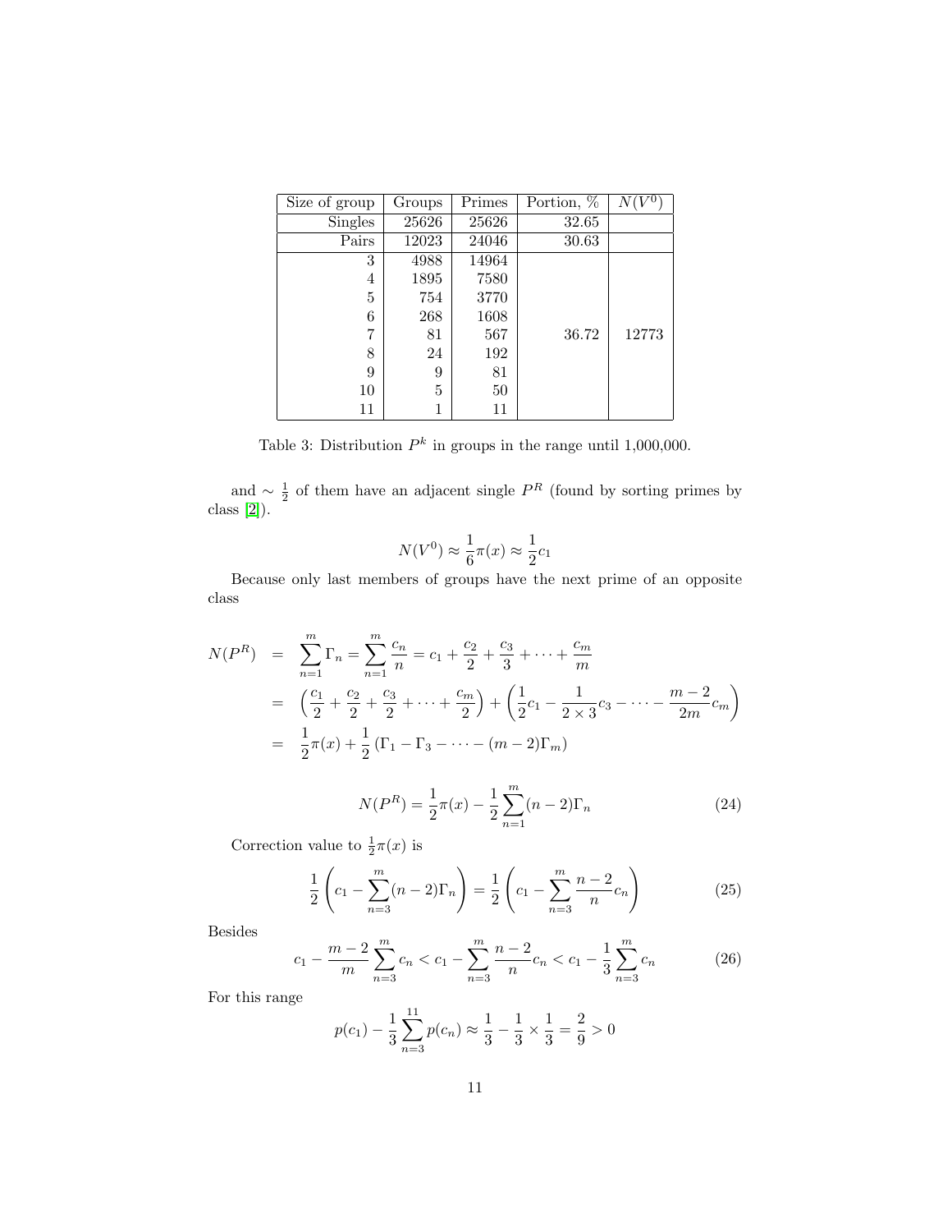| Size of group | Groups | Primes | Portion, % | $N(V^0)$ |
|---:|---:|---:|---:|---:|
| Singles | 25626 | 25626 | 32.65 | |
| Pairs | 12023 | 24046 | 30.63 | |
| 3 | 4988 | 14964 | | |
| 4 | 1895 | 7580 | | |
| 5 | 754 | 3770 | | |
| 6 | 268 | 1608 | | |
| 7 | 81 | 567 | 36.72 | 12773 |
| 8 | 24 | 192 | | |
| 9 | 9 | 81 | | |
| 10 | 5 | 50 | | |
| 11 | 1 | 11 | | |

Table 3: Distribution $P^k$ in groups in the range until 1,000,000.

and $\sim \frac{1}{2}$ of them have an adjacent single $P^R$ (found by sorting primes by class [2]).

$$N(V^0) \approx \frac{1}{6}\pi(x) \approx \frac{1}{2}c_1$$

Because only last members of groups have the next prime of an opposite class

$$\begin{aligned}
N(P^R) &= \sum_{n=1}^{m} \Gamma_n = \sum_{n=1}^{m} \frac{c_n}{n} = c_1 + \frac{c_2}{2} + \frac{c_3}{3} + \cdots + \frac{c_m}{m} \\
&= \left(\frac{c_1}{2} + \frac{c_2}{2} + \frac{c_3}{2} + \cdots + \frac{c_m}{2}\right) + \left(\frac{1}{2}c_1 - \frac{1}{2\times 3}c_3 - \cdots - \frac{m-2}{2m}c_m\right) \\
&= \frac{1}{2}\pi(x) + \frac{1}{2}\left(\Gamma_1 - \Gamma_3 - \cdots - (m-2)\Gamma_m\right)
\end{aligned}$$

$$N(P^R) = \frac{1}{2}\pi(x) - \frac{1}{2}\sum_{n=1}^{m}(n-2)\Gamma_n \tag{24}$$

Correction value to $\frac{1}{2}\pi(x)$ is

$$\frac{1}{2}\left(c_1 - \sum_{n=3}^{m}(n-2)\Gamma_n\right) = \frac{1}{2}\left(c_1 - \sum_{n=3}^{m}\frac{n-2}{n}c_n\right) \tag{25}$$

Besides

$$c_1 - \frac{m-2}{m}\sum_{n=3}^{m} c_n < c_1 - \sum_{n=3}^{m}\frac{n-2}{n}c_n < c_1 - \frac{1}{3}\sum_{n=3}^{m} c_n \tag{26}$$

For this range

$$p(c_1) - \frac{1}{3}\sum_{n=3}^{11} p(c_n) \approx \frac{1}{3} - \frac{1}{3}\times\frac{1}{3} = \frac{2}{9} > 0$$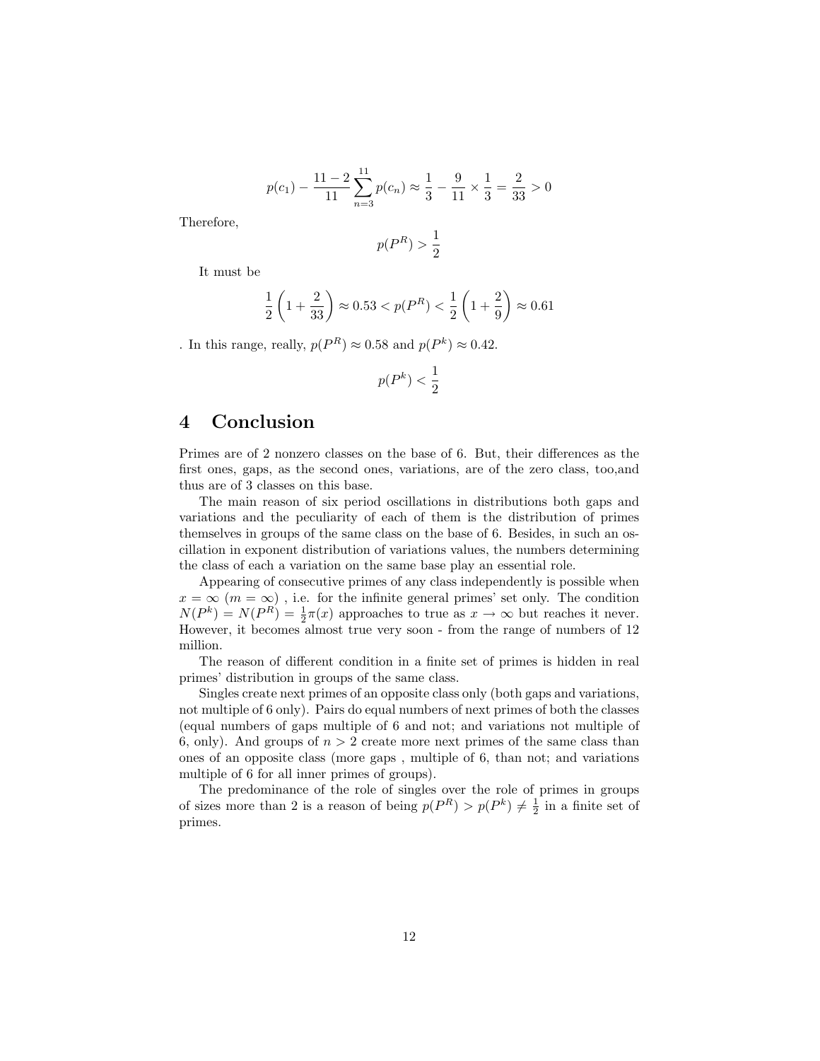$$p(c_1) - \frac{11-2}{11}\sum_{n=3}^{11} p(c_n) \approx \frac{1}{3} - \frac{9}{11} \times \frac{1}{3} = \frac{2}{33} > 0$$

Therefore,

$$p(P^R) > \frac{1}{2}$$

It must be

$$\frac{1}{2}\left(1 + \frac{2}{33}\right) \approx 0.53 < p(P^R) < \frac{1}{2}\left(1 + \frac{2}{9}\right) \approx 0.61$$

. In this range, really, $p(P^R) \approx 0.58$ and $p(P^k) \approx 0.42$.

$$p(P^k) < \frac{1}{2}$$

# 4 Conclusion

Primes are of 2 nonzero classes on the base of 6. But, their differences as the first ones, gaps, as the second ones, variations, are of the zero class, too,and thus are of 3 classes on this base.

The main reason of six period oscillations in distributions both gaps and variations and the peculiarity of each of them is the distribution of primes themselves in groups of the same class on the base of 6. Besides, in such an oscillation in exponent distribution of variations values, the numbers determining the class of each a variation on the same base play an essential role.

Appearing of consecutive primes of any class independently is possible when $x = \infty$ ($m = \infty$) , i.e. for the infinite general primes' set only. The condition $N(P^k) = N(P^R) = \frac{1}{2}\pi(x)$ approaches to true as $x \to \infty$ but reaches it never. However, it becomes almost true very soon - from the range of numbers of 12 million.

The reason of different condition in a finite set of primes is hidden in real primes' distribution in groups of the same class.

Singles create next primes of an opposite class only (both gaps and variations, not multiple of 6 only). Pairs do equal numbers of next primes of both the classes (equal numbers of gaps multiple of 6 and not; and variations not multiple of 6, only). And groups of $n > 2$ create more next primes of the same class than ones of an opposite class (more gaps , multiple of 6, than not; and variations multiple of 6 for all inner primes of groups).

The predominance of the role of singles over the role of primes in groups of sizes more than 2 is a reason of being $p(P^R) > p(P^k) \neq \frac{1}{2}$ in a finite set of primes.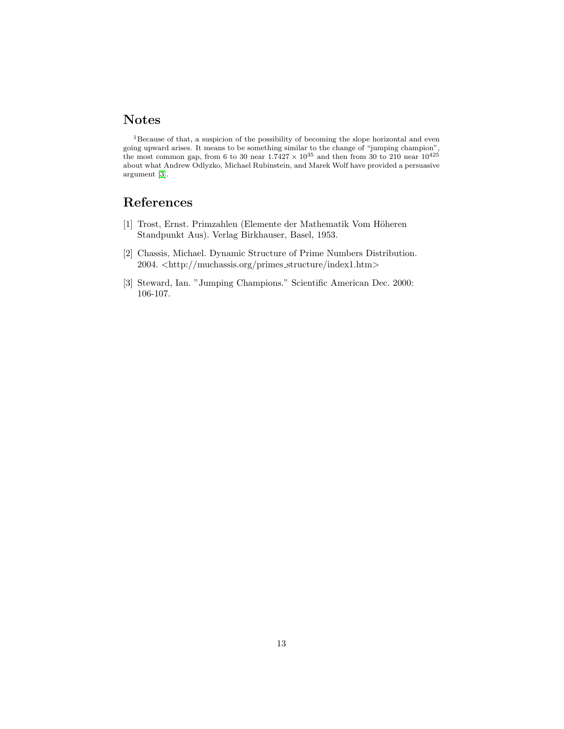## Notes

[1] Because of that, a suspicion of the possibility of becoming the slope horizontal and even going upward arises. It means to be something similar to the change of "jumping champion", the most common gap, from 6 to 30 near $1.7427 \times 10^{35}$ and then from 30 to 210 near $10^{425}$ about what Andrew Odlyzko, Michael Rubinstein, and Marek Wolf have provided a persuasive argument [3].

## References

[1] Trost, Ernst. Primzahlen (Elemente der Mathematik Vom Höheren Standpunkt Aus). Verlag Birkhauser, Basel, 1953.

[2] Chassis, Michael. Dynamic Structure of Prime Numbers Distribution. 2004. <http://muchassis.org/primes_structure/index1.htm>

[3] Steward, Ian. "Jumping Champions." Scientific American Dec. 2000: 106-107.